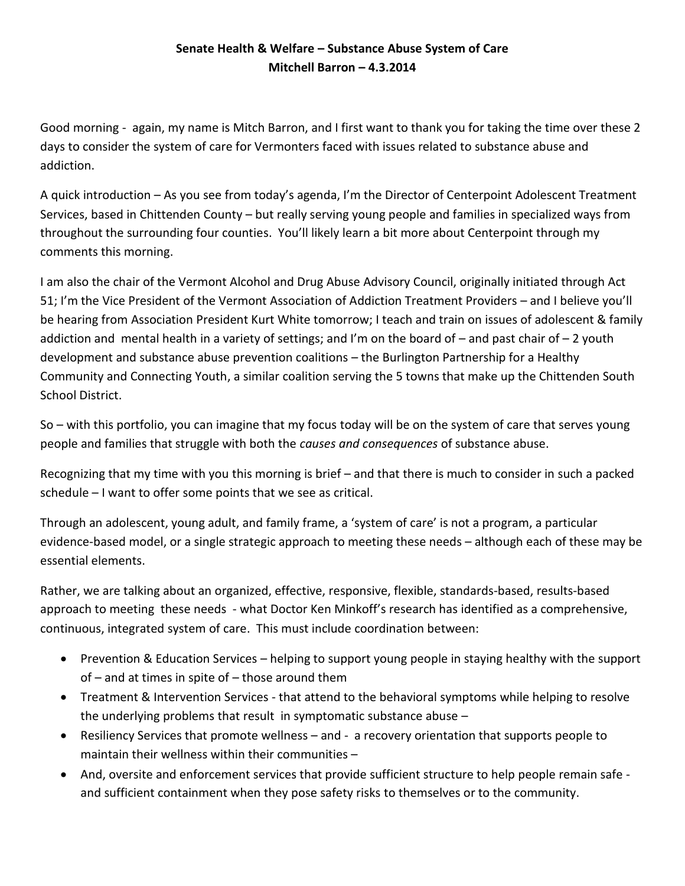**Senate Health & Welfare – Substance Abuse System of Care**
**Mitchell Barron – 4.3.2014**

Good morning - again, my name is Mitch Barron, and I first want to thank you for taking the time over these 2 days to consider the system of care for Vermonters faced with issues related to substance abuse and addiction.

A quick introduction – As you see from today's agenda, I'm the Director of Centerpoint Adolescent Treatment Services, based in Chittenden County – but really serving young people and families in specialized ways from throughout the surrounding four counties. You'll likely learn a bit more about Centerpoint through my comments this morning.

I am also the chair of the Vermont Alcohol and Drug Abuse Advisory Council, originally initiated through Act 51; I'm the Vice President of the Vermont Association of Addiction Treatment Providers – and I believe you'll be hearing from Association President Kurt White tomorrow; I teach and train on issues of adolescent & family addiction and mental health in a variety of settings; and I'm on the board of – and past chair of – 2 youth development and substance abuse prevention coalitions – the Burlington Partnership for a Healthy Community and Connecting Youth, a similar coalition serving the 5 towns that make up the Chittenden South School District.

So – with this portfolio, you can imagine that my focus today will be on the system of care that serves young people and families that struggle with both the *causes and consequences* of substance abuse.

Recognizing that my time with you this morning is brief – and that there is much to consider in such a packed schedule – I want to offer some points that we see as critical.

Through an adolescent, young adult, and family frame, a 'system of care' is not a program, a particular evidence-based model, or a single strategic approach to meeting these needs – although each of these may be essential elements.

Rather, we are talking about an organized, effective, responsive, flexible, standards-based, results-based approach to meeting these needs - what Doctor Ken Minkoff's research has identified as a comprehensive, continuous, integrated system of care. This must include coordination between:

- Prevention & Education Services – helping to support young people in staying healthy with the support of – and at times in spite of – those around them
- Treatment & Intervention Services - that attend to the behavioral symptoms while helping to resolve the underlying problems that result in symptomatic substance abuse –
- Resiliency Services that promote wellness – and - a recovery orientation that supports people to maintain their wellness within their communities –
- And, oversite and enforcement services that provide sufficient structure to help people remain safe - and sufficient containment when they pose safety risks to themselves or to the community.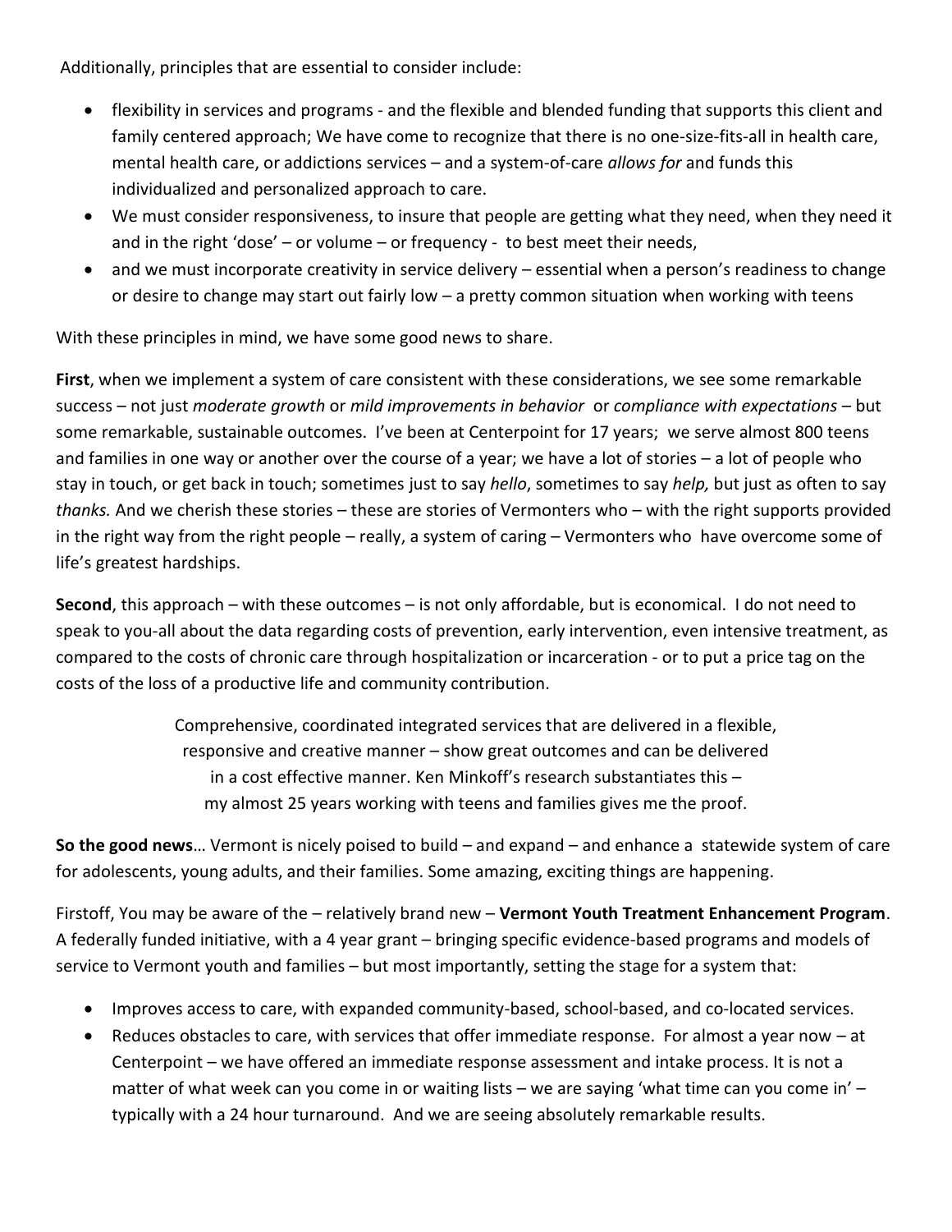Additionally, principles that are essential to consider include:

- flexibility in services and programs - and the flexible and blended funding that supports this client and family centered approach; We have come to recognize that there is no one-size-fits-all in health care, mental health care, or addictions services – and a system-of-care *allows for* and funds this individualized and personalized approach to care.
- We must consider responsiveness, to insure that people are getting what they need, when they need it and in the right 'dose' – or volume – or frequency - to best meet their needs,
- and we must incorporate creativity in service delivery – essential when a person's readiness to change or desire to change may start out fairly low – a pretty common situation when working with teens

With these principles in mind, we have some good news to share.

**First**, when we implement a system of care consistent with these considerations, we see some remarkable success – not just *moderate growth* or *mild improvements in behavior* or *compliance with expectations* – but some remarkable, sustainable outcomes. I've been at Centerpoint for 17 years; we serve almost 800 teens and families in one way or another over the course of a year; we have a lot of stories – a lot of people who stay in touch, or get back in touch; sometimes just to say *hello*, sometimes to say *help,* but just as often to say *thanks.* And we cherish these stories – these are stories of Vermonters who – with the right supports provided in the right way from the right people – really, a system of caring – Vermonters who have overcome some of life's greatest hardships.

**Second**, this approach – with these outcomes – is not only affordable, but is economical. I do not need to speak to you-all about the data regarding costs of prevention, early intervention, even intensive treatment, as compared to the costs of chronic care through hospitalization or incarceration - or to put a price tag on the costs of the loss of a productive life and community contribution.

Comprehensive, coordinated integrated services that are delivered in a flexible, responsive and creative manner – show great outcomes and can be delivered in a cost effective manner. Ken Minkoff's research substantiates this – my almost 25 years working with teens and families gives me the proof.

**So the good news**… Vermont is nicely poised to build – and expand – and enhance a statewide system of care for adolescents, young adults, and their families. Some amazing, exciting things are happening.

Firstoff, You may be aware of the – relatively brand new – **Vermont Youth Treatment Enhancement Program**. A federally funded initiative, with a 4 year grant – bringing specific evidence-based programs and models of service to Vermont youth and families – but most importantly, setting the stage for a system that:

- Improves access to care, with expanded community-based, school-based, and co-located services.
- Reduces obstacles to care, with services that offer immediate response. For almost a year now – at Centerpoint – we have offered an immediate response assessment and intake process. It is not a matter of what week can you come in or waiting lists – we are saying 'what time can you come in' – typically with a 24 hour turnaround. And we are seeing absolutely remarkable results.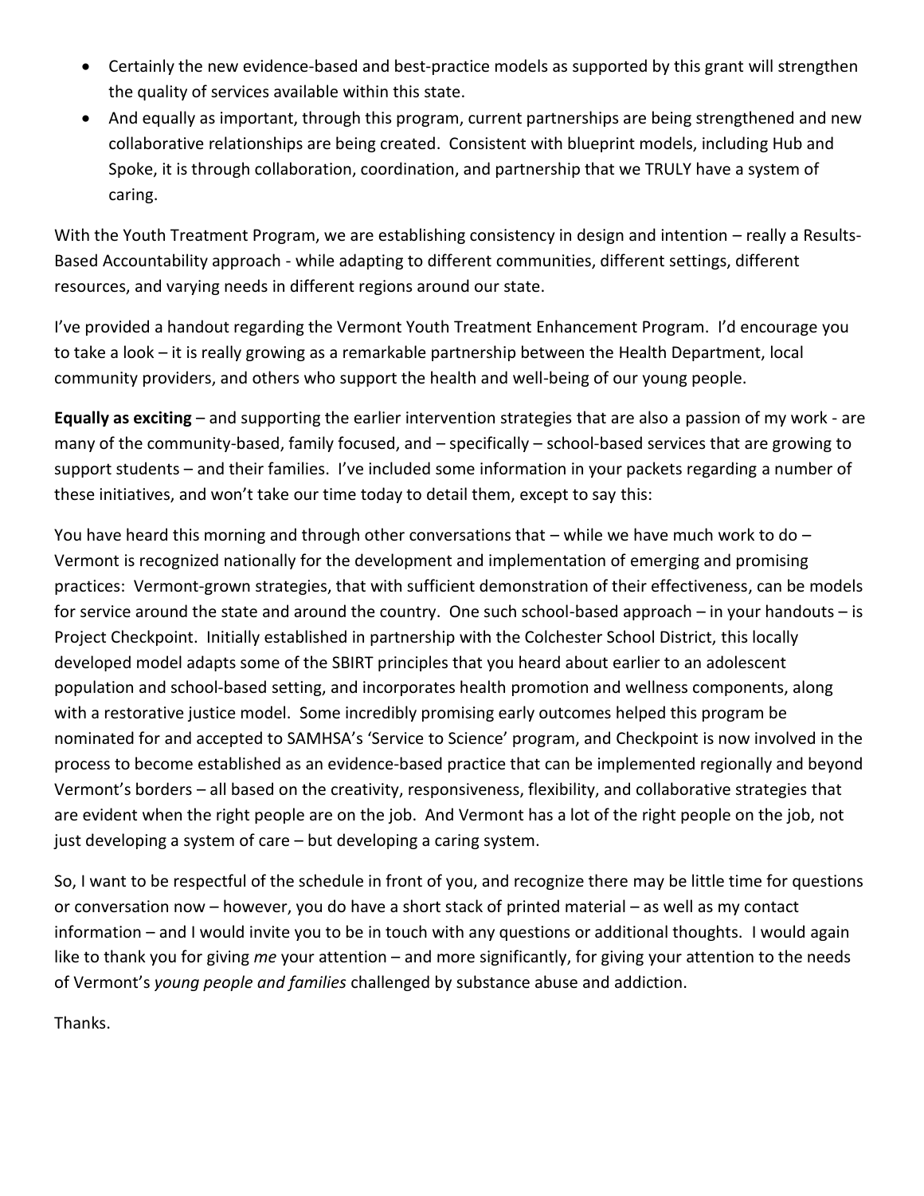- Certainly the new evidence-based and best-practice models as supported by this grant will strengthen the quality of services available within this state.
- And equally as important, through this program, current partnerships are being strengthened and new collaborative relationships are being created. Consistent with blueprint models, including Hub and Spoke, it is through collaboration, coordination, and partnership that we TRULY have a system of caring.

With the Youth Treatment Program, we are establishing consistency in design and intention – really a Results-Based Accountability approach - while adapting to different communities, different settings, different resources, and varying needs in different regions around our state.

I've provided a handout regarding the Vermont Youth Treatment Enhancement Program. I'd encourage you to take a look – it is really growing as a remarkable partnership between the Health Department, local community providers, and others who support the health and well-being of our young people.

**Equally as exciting** – and supporting the earlier intervention strategies that are also a passion of my work - are many of the community-based, family focused, and – specifically – school-based services that are growing to support students – and their families. I've included some information in your packets regarding a number of these initiatives, and won't take our time today to detail them, except to say this:

You have heard this morning and through other conversations that – while we have much work to do – Vermont is recognized nationally for the development and implementation of emerging and promising practices: Vermont-grown strategies, that with sufficient demonstration of their effectiveness, can be models for service around the state and around the country. One such school-based approach – in your handouts – is Project Checkpoint. Initially established in partnership with the Colchester School District, this locally developed model adapts some of the SBIRT principles that you heard about earlier to an adolescent population and school-based setting, and incorporates health promotion and wellness components, along with a restorative justice model. Some incredibly promising early outcomes helped this program be nominated for and accepted to SAMHSA's 'Service to Science' program, and Checkpoint is now involved in the process to become established as an evidence-based practice that can be implemented regionally and beyond Vermont's borders – all based on the creativity, responsiveness, flexibility, and collaborative strategies that are evident when the right people are on the job. And Vermont has a lot of the right people on the job, not just developing a system of care – but developing a caring system.

So, I want to be respectful of the schedule in front of you, and recognize there may be little time for questions or conversation now – however, you do have a short stack of printed material – as well as my contact information – and I would invite you to be in touch with any questions or additional thoughts. I would again like to thank you for giving *me* your attention – and more significantly, for giving your attention to the needs of Vermont's *young people and families* challenged by substance abuse and addiction.

Thanks.